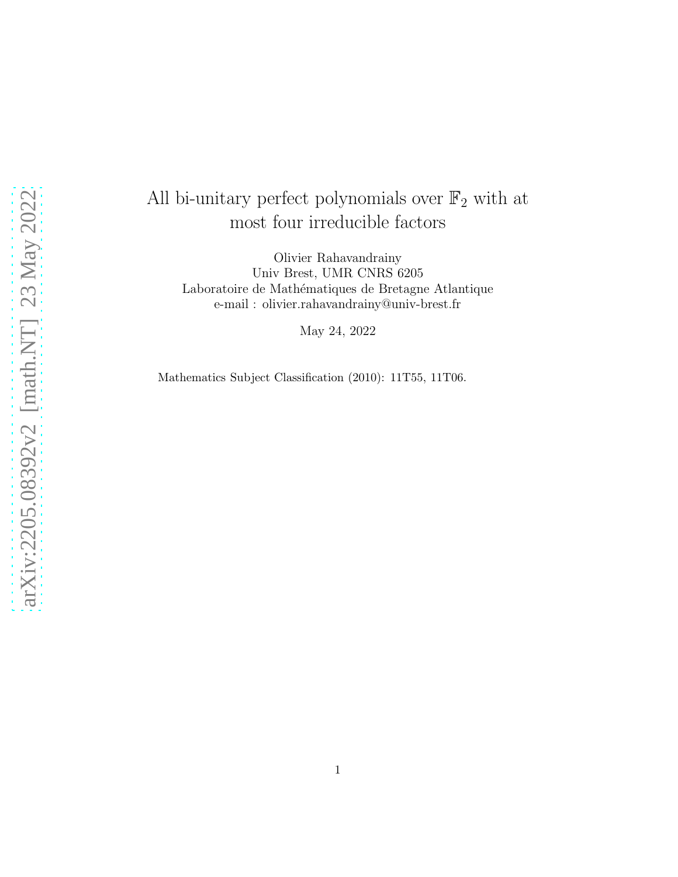# All bi-unitary perfect polynomials over $\mathbb{F}_2$ with at most four irreducible factors

Olivier Rahavandrainy
Univ Brest, UMR CNRS 6205
Laboratoire de Mathématiques de Bretagne Atlantique
e-mail : olivier.rahavandrainy@univ-brest.fr

May 24, 2022

Mathematics Subject Classification (2010): 11T55, 11T06.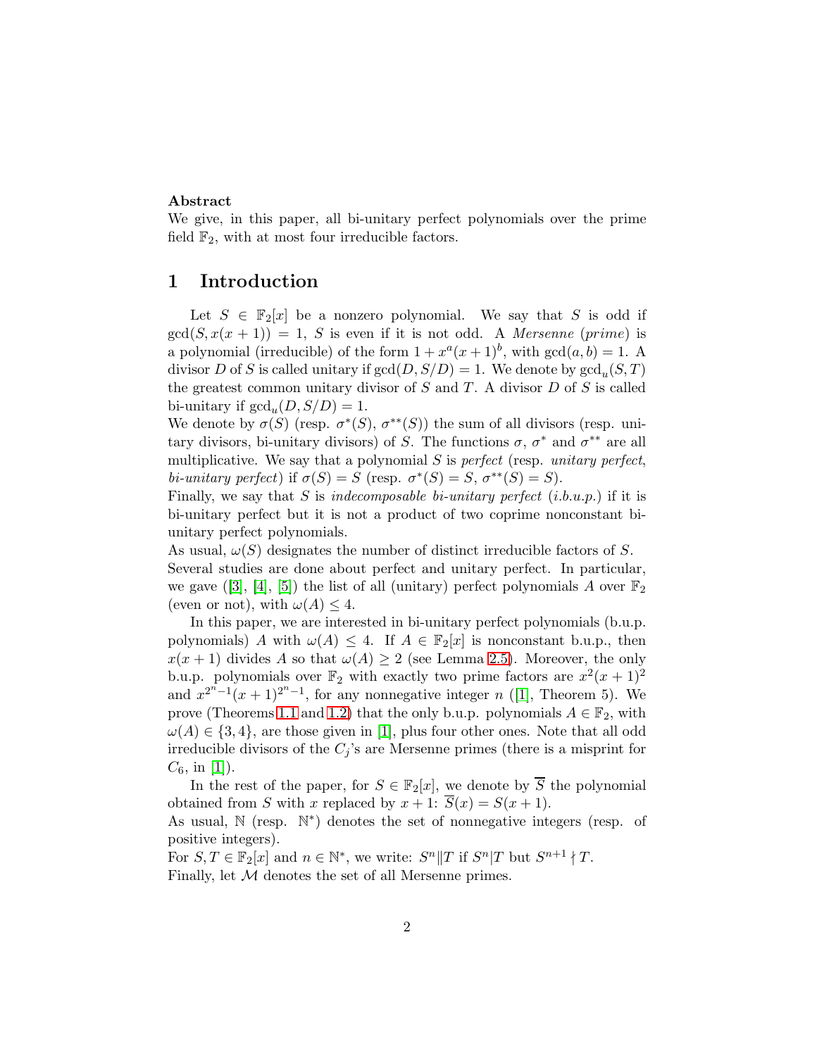**Abstract**

We give, in this paper, all bi-unitary perfect polynomials over the prime field $\mathbb{F}_2$, with at most four irreducible factors.

# 1 Introduction

Let $S \in \mathbb{F}_2[x]$ be a nonzero polynomial. We say that $S$ is odd if $\gcd(S, x(x+1)) = 1$, $S$ is even if it is not odd. A *Mersenne* (*prime*) is a polynomial (irreducible) of the form $1 + x^a(x+1)^b$, with $\gcd(a, b) = 1$. A divisor $D$ of $S$ is called unitary if $\gcd(D, S/D) = 1$. We denote by $\gcd_u(S, T)$ the greatest common unitary divisor of $S$ and $T$. A divisor $D$ of $S$ is called bi-unitary if $\gcd_u(D, S/D) = 1$.

We denote by $\sigma(S)$ (resp. $\sigma^*(S)$, $\sigma^{**}(S)$) the sum of all divisors (resp. unitary divisors, bi-unitary divisors) of $S$. The functions $\sigma$, $\sigma^*$ and $\sigma^{**}$ are all multiplicative. We say that a polynomial $S$ is *perfect* (resp. *unitary perfect*, *bi-unitary perfect*) if $\sigma(S) = S$ (resp. $\sigma^*(S) = S$, $\sigma^{**}(S) = S$).

Finally, we say that $S$ is *indecomposable bi-unitary perfect* (*i.b.u.p.*) if it is bi-unitary perfect but it is not a product of two coprime nonconstant bi-unitary perfect polynomials.

As usual, $\omega(S)$ designates the number of distinct irreducible factors of $S$.

Several studies are done about perfect and unitary perfect. In particular, we gave ([3], [4], [5]) the list of all (unitary) perfect polynomials $A$ over $\mathbb{F}_2$ (even or not), with $\omega(A) \leq 4$.

In this paper, we are interested in bi-unitary perfect polynomials (b.u.p. polynomials) $A$ with $\omega(A) \leq 4$. If $A \in \mathbb{F}_2[x]$ is nonconstant b.u.p., then $x(x+1)$ divides $A$ so that $\omega(A) \geq 2$ (see Lemma 2.5). Moreover, the only b.u.p. polynomials over $\mathbb{F}_2$ with exactly two prime factors are $x^2(x+1)^2$ and $x^{2^n-1}(x+1)^{2^n-1}$, for any nonnegative integer $n$ ([1], Theorem 5). We prove (Theorems 1.1 and 1.2) that the only b.u.p. polynomials $A \in \mathbb{F}_2$, with $\omega(A) \in \{3, 4\}$, are those given in [1], plus four other ones. Note that all odd irreducible divisors of the $C_j$'s are Mersenne primes (there is a misprint for $C_6$, in [1]).

In the rest of the paper, for $S \in \mathbb{F}_2[x]$, we denote by $\overline{S}$ the polynomial obtained from $S$ with $x$ replaced by $x+1$: $\overline{S}(x) = S(x+1)$.

As usual, $\mathbb{N}$ (resp. $\mathbb{N}^*$) denotes the set of nonnegative integers (resp. of positive integers).

For $S, T \in \mathbb{F}_2[x]$ and $n \in \mathbb{N}^*$, we write: $S^n \| T$ if $S^n | T$ but $S^{n+1} \nmid T$.

Finally, let $\mathcal{M}$ denotes the set of all Mersenne primes.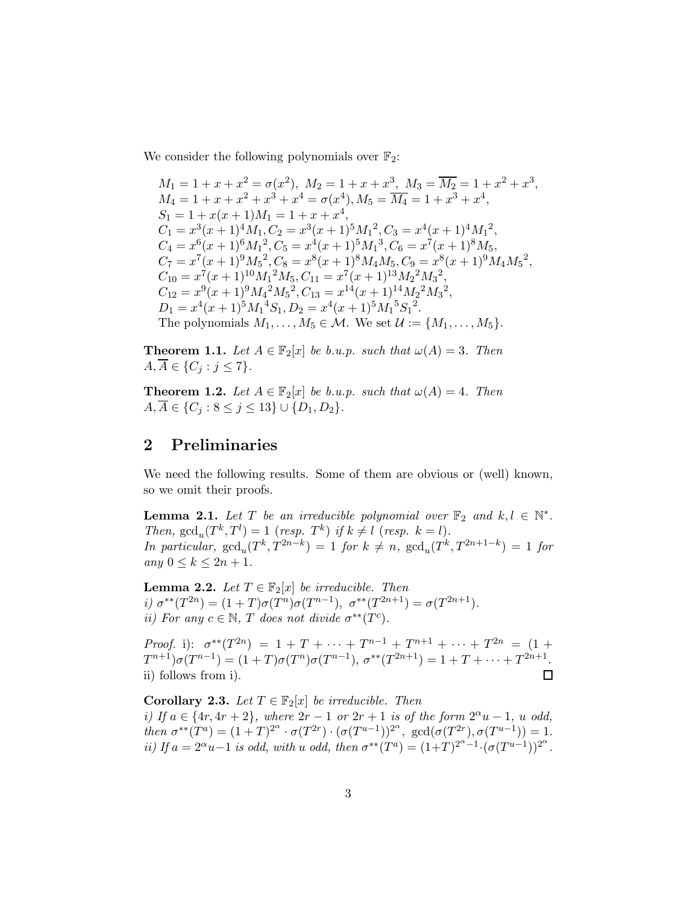We consider the following polynomials over $\mathbb{F}_2$:

$M_1 = 1 + x + x^2 = \sigma(x^2)$, $M_2 = 1 + x + x^3$, $M_3 = \overline{M_2} = 1 + x^2 + x^3$,
$M_4 = 1 + x + x^2 + x^3 + x^4 = \sigma(x^4), M_5 = \overline{M_4} = 1 + x^3 + x^4$,
$S_1 = 1 + x(x + 1)M_1 = 1 + x + x^4$,
$C_1 = x^3(x + 1)^4 M_1, C_2 = x^3(x + 1)^5 {M_1}^2, C_3 = x^4(x + 1)^4 {M_1}^2$,
$C_4 = x^6(x + 1)^6 {M_1}^2, C_5 = x^4(x + 1)^5 {M_1}^3, C_6 = x^7(x + 1)^8 M_5$,
$C_7 = x^7(x + 1)^9 {M_5}^2, C_8 = x^8(x + 1)^8 M_4 M_5, C_9 = x^8(x + 1)^9 M_4 {M_5}^2$,
$C_{10} = x^7(x + 1)^{10} {M_1}^2 M_5, C_{11} = x^7(x + 1)^{13} {M_2}^2 {M_3}^2$,
$C_{12} = x^9(x + 1)^9 {M_4}^2 {M_5}^2, C_{13} = x^{14}(x + 1)^{14} {M_2}^2 {M_3}^2$,
$D_1 = x^4(x + 1)^5 {M_1}^4 S_1, D_2 = x^4(x + 1)^5 {M_1}^5 {S_1}^2$.
The polynomials $M_1, \ldots, M_5 \in \mathcal{M}$. We set $\mathcal{U} := \{M_1, \ldots, M_5\}$.

**Theorem 1.1.** *Let $A \in \mathbb{F}_2[x]$ be b.u.p. such that $\omega(A) = 3$. Then $A, \overline{A} \in \{C_j : j \leq 7\}$.*

**Theorem 1.2.** *Let $A \in \mathbb{F}_2[x]$ be b.u.p. such that $\omega(A) = 4$. Then $A, \overline{A} \in \{C_j : 8 \leq j \leq 13\} \cup \{D_1, D_2\}$.*

## 2 Preliminaries

We need the following results. Some of them are obvious or (well) known, so we omit their proofs.

**Lemma 2.1.** *Let $T$ be an irreducible polynomial over $\mathbb{F}_2$ and $k, l \in \mathbb{N}^*$. Then, $\gcd_u(T^k, T^l) = 1$ (resp. $T^k$) if $k \neq l$ (resp. $k = l$).*
*In particular, $\gcd_u(T^k, T^{2n-k}) = 1$ for $k \neq n$, $\gcd_u(T^k, T^{2n+1-k}) = 1$ for any $0 \leq k \leq 2n + 1$.*

**Lemma 2.2.** *Let $T \in \mathbb{F}_2[x]$ be irreducible. Then*
*i) $\sigma^{**}(T^{2n}) = (1 + T)\sigma(T^n)\sigma(T^{n-1})$, $\sigma^{**}(T^{2n+1}) = \sigma(T^{2n+1})$.*
*ii) For any $c \in \mathbb{N}$, $T$ does not divide $\sigma^{**}(T^c)$.*

*Proof.* i): $\sigma^{**}(T^{2n}) = 1 + T + \cdots + T^{n-1} + T^{n+1} + \cdots + T^{2n} = (1 + T^{n+1})\sigma(T^{n-1}) = (1 + T)\sigma(T^n)\sigma(T^{n-1})$, $\sigma^{**}(T^{2n+1}) = 1 + T + \cdots + T^{2n+1}$.
ii) follows from i). □

**Corollary 2.3.** *Let $T \in \mathbb{F}_2[x]$ be irreducible. Then*
*i) If $a \in \{4r, 4r + 2\}$, where $2r - 1$ or $2r + 1$ is of the form $2^\alpha u - 1$, $u$ odd, then $\sigma^{**}(T^a) = (1 + T)^{2^\alpha} \cdot \sigma(T^{2r}) \cdot (\sigma(T^{u-1}))^{2^\alpha}$, $\gcd(\sigma(T^{2r}), \sigma(T^{u-1})) = 1$.*
*ii) If $a = 2^\alpha u - 1$ is odd, with $u$ odd, then $\sigma^{**}(T^a) = (1+T)^{2^\alpha - 1} \cdot (\sigma(T^{u-1}))^{2^\alpha}$.*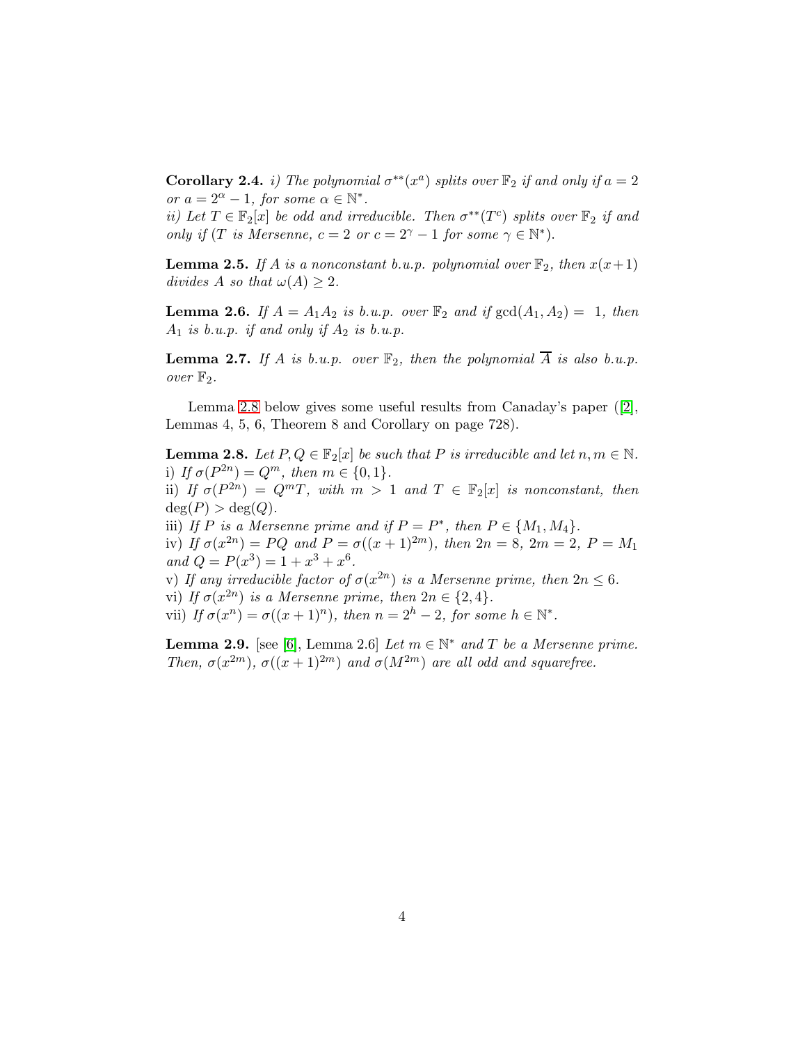**Corollary 2.4.** *i) The polynomial $\sigma^{**}(x^a)$ splits over $\mathbb{F}_2$ if and only if $a = 2$ or $a = 2^\alpha - 1$, for some $\alpha \in \mathbb{N}^*$.*
*ii) Let $T \in \mathbb{F}_2[x]$ be odd and irreducible. Then $\sigma^{**}(T^c)$ splits over $\mathbb{F}_2$ if and only if ($T$ is Mersenne, $c = 2$ or $c = 2^\gamma - 1$ for some $\gamma \in \mathbb{N}^*$).*

**Lemma 2.5.** *If $A$ is a nonconstant b.u.p. polynomial over $\mathbb{F}_2$, then $x(x+1)$ divides $A$ so that $\omega(A) \geq 2$.*

**Lemma 2.6.** *If $A = A_1A_2$ is b.u.p. over $\mathbb{F}_2$ and if $\gcd(A_1, A_2) = 1$, then $A_1$ is b.u.p. if and only if $A_2$ is b.u.p.*

**Lemma 2.7.** *If $A$ is b.u.p. over $\mathbb{F}_2$, then the polynomial $\overline{A}$ is also b.u.p. over $\mathbb{F}_2$.*

Lemma 2.8 below gives some useful results from Canaday's paper ([2], Lemmas 4, 5, 6, Theorem 8 and Corollary on page 728).

**Lemma 2.8.** *Let $P, Q \in \mathbb{F}_2[x]$ be such that $P$ is irreducible and let $n, m \in \mathbb{N}$.*
*i) If $\sigma(P^{2n}) = Q^m$, then $m \in \{0, 1\}$.*
*ii) If $\sigma(P^{2n}) = Q^mT$, with $m > 1$ and $T \in \mathbb{F}_2[x]$ is nonconstant, then $\deg(P) > \deg(Q)$.*
*iii) If $P$ is a Mersenne prime and if $P = P^*$, then $P \in \{M_1, M_4\}$.*
*iv) If $\sigma(x^{2n}) = PQ$ and $P = \sigma((x+1)^{2m})$, then $2n = 8$, $2m = 2$, $P = M_1$ and $Q = P(x^3) = 1 + x^3 + x^6$.*
*v) If any irreducible factor of $\sigma(x^{2n})$ is a Mersenne prime, then $2n \leq 6$.*
*vi) If $\sigma(x^{2n})$ is a Mersenne prime, then $2n \in \{2, 4\}$.*
*vii) If $\sigma(x^n) = \sigma((x+1)^n)$, then $n = 2^h - 2$, for some $h \in \mathbb{N}^*$.*

**Lemma 2.9.** [see [6], Lemma 2.6] *Let $m \in \mathbb{N}^*$ and $T$ be a Mersenne prime. Then, $\sigma(x^{2m})$, $\sigma((x+1)^{2m})$ and $\sigma(M^{2m})$ are all odd and squarefree.*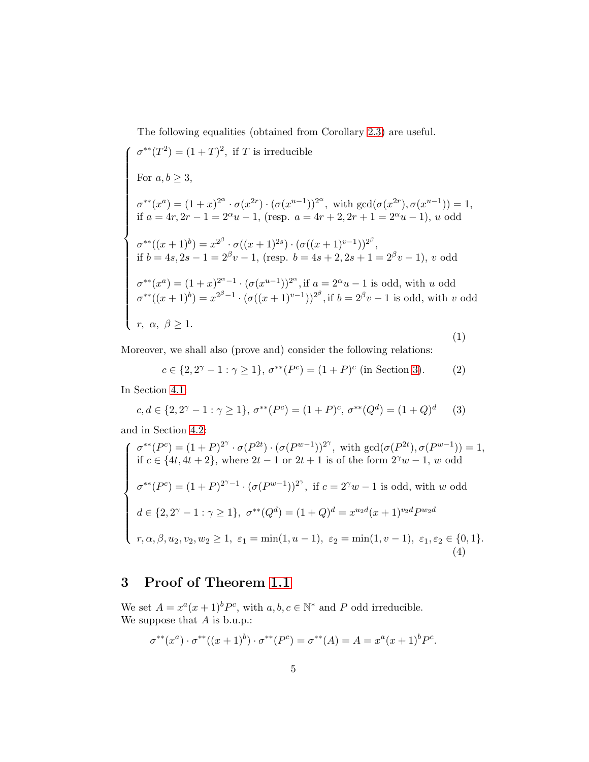The following equalities (obtained from Corollary 2.3) are useful.

$$
\begin{cases}
\sigma^{**}(T^2) = (1+T)^2, \text{ if } T \text{ is irreducible} \\[6pt]
\text{For } a, b \geq 3, \\[6pt]
\sigma^{**}(x^a) = (1+x)^{2^\alpha} \cdot \sigma(x^{2r}) \cdot (\sigma(x^{u-1}))^{2^\alpha}, \text{ with } \gcd(\sigma(x^{2r}), \sigma(x^{u-1})) = 1, \\
\text{if } a = 4r, 2r-1 = 2^\alpha u - 1, \text{ (resp. } a = 4r+2, 2r+1 = 2^\alpha u - 1), \ u \text{ odd} \\[6pt]
\sigma^{**}((x+1)^b) = x^{2^\beta} \cdot \sigma((x+1)^{2s}) \cdot (\sigma((x+1)^{v-1}))^{2^\beta}, \\
\text{if } b = 4s, 2s-1 = 2^\beta v - 1, \text{ (resp. } b = 4s+2, 2s+1 = 2^\beta v - 1), \ v \text{ odd} \\[6pt]
\sigma^{**}(x^a) = (1+x)^{2^\alpha - 1} \cdot (\sigma(x^{u-1}))^{2^\alpha}, \text{if } a = 2^\alpha u - 1 \text{ is odd, with } u \text{ odd} \\
\sigma^{**}((x+1)^b) = x^{2^\beta - 1} \cdot (\sigma((x+1)^{v-1}))^{2^\beta}, \text{if } b = 2^\beta v - 1 \text{ is odd, with } v \text{ odd} \\[6pt]
r, \ \alpha, \ \beta \geq 1.
\end{cases}
\tag{1}
$$

Moreover, we shall also (prove and) consider the following relations:

$$c \in \{2, 2^\gamma - 1 : \gamma \geq 1\}, \ \sigma^{**}(P^c) = (1+P)^c \text{ (in Section 3).} \tag{2}$$

In Section 4.1:

$$c, d \in \{2, 2^\gamma - 1 : \gamma \geq 1\}, \ \sigma^{**}(P^c) = (1+P)^c, \ \sigma^{**}(Q^d) = (1+Q)^d \tag{3}$$

and in Section 4.2:

$$
\begin{cases}
\sigma^{**}(P^c) = (1+P)^{2^\gamma} \cdot \sigma(P^{2t}) \cdot (\sigma(P^{w-1}))^{2^\gamma}, \text{ with } \gcd(\sigma(P^{2t}), \sigma(P^{w-1})) = 1, \\
\text{if } c \in \{4t, 4t+2\}, \text{ where } 2t-1 \text{ or } 2t+1 \text{ is of the form } 2^\gamma w - 1, \ w \text{ odd} \\[6pt]
\sigma^{**}(P^c) = (1+P)^{2^\gamma - 1} \cdot (\sigma(P^{w-1}))^{2^\gamma}, \text{ if } c = 2^\gamma w - 1 \text{ is odd, with } w \text{ odd} \\[6pt]
d \in \{2, 2^\gamma - 1 : \gamma \geq 1\}, \ \sigma^{**}(Q^d) = (1+Q)^d = x^{u_2 d}(x+1)^{v_2 d} P^{w_2 d} \\[6pt]
r, \alpha, \beta, u_2, v_2, w_2 \geq 1, \ \varepsilon_1 = \min(1, u-1), \ \varepsilon_2 = \min(1, v-1), \ \varepsilon_1, \varepsilon_2 \in \{0, 1\}.
\end{cases}
\tag{4}
$$

## 3 Proof of Theorem 1.1

We set $A = x^a(x+1)^b P^c$, with $a, b, c \in \mathbb{N}^*$ and $P$ odd irreducible.
We suppose that $A$ is b.u.p.:

$$\sigma^{**}(x^a) \cdot \sigma^{**}((x+1)^b) \cdot \sigma^{**}(P^c) = \sigma^{**}(A) = A = x^a(x+1)^b P^c.$$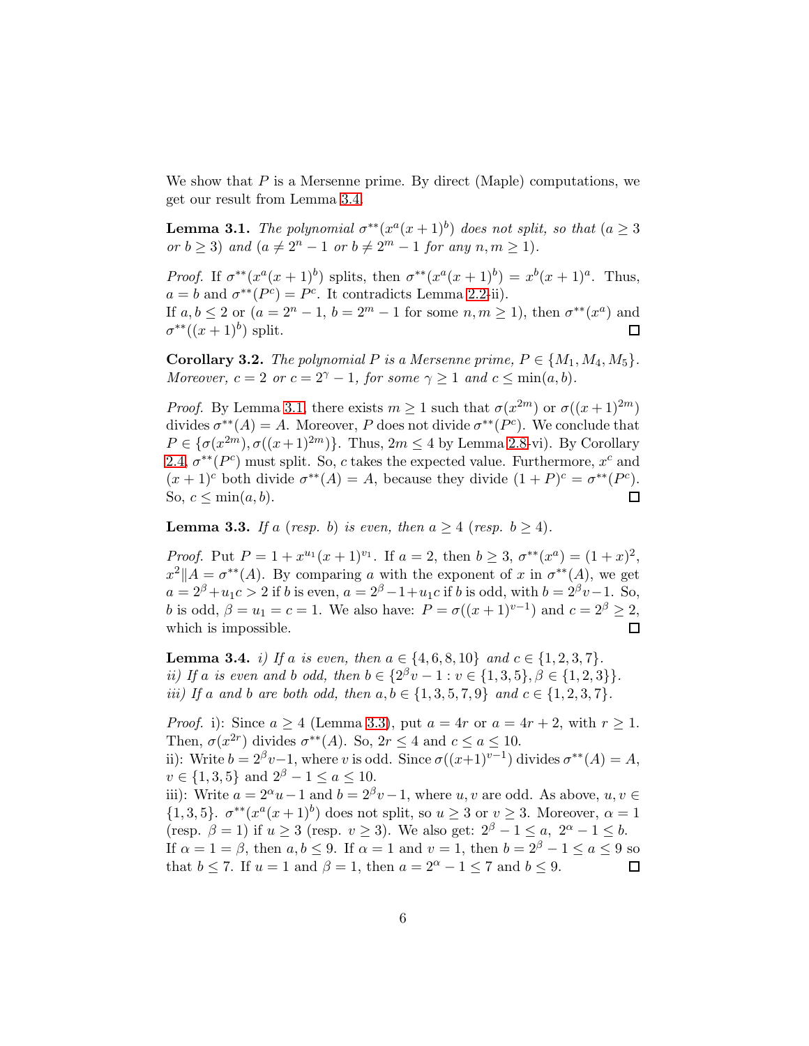We show that $P$ is a Mersenne prime. By direct (Maple) computations, we get our result from Lemma 3.4.

**Lemma 3.1.** *The polynomial $\sigma^{**}(x^a(x+1)^b)$ does not split, so that ($a \geq 3$ or $b \geq 3$) and ($a \neq 2^n - 1$ or $b \neq 2^m - 1$ for any $n, m \geq 1$).*

*Proof.* If $\sigma^{**}(x^a(x+1)^b)$ splits, then $\sigma^{**}(x^a(x+1)^b) = x^b(x+1)^a$. Thus, $a = b$ and $\sigma^{**}(P^c) = P^c$. It contradicts Lemma 2.2-ii).
If $a, b \leq 2$ or ($a = 2^n - 1$, $b = 2^m - 1$ for some $n, m \geq 1$), then $\sigma^{**}(x^a)$ and $\sigma^{**}((x+1)^b)$ split. □

**Corollary 3.2.** *The polynomial $P$ is a Mersenne prime, $P \in \{M_1, M_4, M_5\}$. Moreover, $c = 2$ or $c = 2^\gamma - 1$, for some $\gamma \geq 1$ and $c \leq \min(a, b)$.*

*Proof.* By Lemma 3.1, there exists $m \geq 1$ such that $\sigma(x^{2m})$ or $\sigma((x+1)^{2m})$ divides $\sigma^{**}(A) = A$. Moreover, $P$ does not divide $\sigma^{**}(P^c)$. We conclude that $P \in \{\sigma(x^{2m}), \sigma((x+1)^{2m})\}$. Thus, $2m \leq 4$ by Lemma 2.8-vi). By Corollary 2.4, $\sigma^{**}(P^c)$ must split. So, $c$ takes the expected value. Furthermore, $x^c$ and $(x+1)^c$ both divide $\sigma^{**}(A) = A$, because they divide $(1+P)^c = \sigma^{**}(P^c)$. So, $c \leq \min(a, b)$. □

**Lemma 3.3.** *If $a$ (resp. $b$) is even, then $a \geq 4$ (resp. $b \geq 4$).*

*Proof.* Put $P = 1 + x^{u_1}(x+1)^{v_1}$. If $a = 2$, then $b \geq 3$, $\sigma^{**}(x^a) = (1+x)^2$, $x^2 \| A = \sigma^{**}(A)$. By comparing $a$ with the exponent of $x$ in $\sigma^{**}(A)$, we get $a = 2^\beta + u_1 c > 2$ if $b$ is even, $a = 2^\beta - 1 + u_1 c$ if $b$ is odd, with $b = 2^\beta v - 1$. So, $b$ is odd, $\beta = u_1 = c = 1$. We also have: $P = \sigma((x+1)^{v-1})$ and $c = 2^\beta \geq 2$, which is impossible. □

**Lemma 3.4.** *i) If $a$ is even, then $a \in \{4, 6, 8, 10\}$ and $c \in \{1, 2, 3, 7\}$.*
*ii) If $a$ is even and $b$ odd, then $b \in \{2^\beta v - 1 : v \in \{1, 3, 5\}, \beta \in \{1, 2, 3\}\}$.*
*iii) If $a$ and $b$ are both odd, then $a, b \in \{1, 3, 5, 7, 9\}$ and $c \in \{1, 2, 3, 7\}$.*

*Proof.* i): Since $a \geq 4$ (Lemma 3.3), put $a = 4r$ or $a = 4r + 2$, with $r \geq 1$. Then, $\sigma(x^{2r})$ divides $\sigma^{**}(A)$. So, $2r \leq 4$ and $c \leq a \leq 10$.
ii): Write $b = 2^\beta v - 1$, where $v$ is odd. Since $\sigma((x+1)^{v-1})$ divides $\sigma^{**}(A) = A$, $v \in \{1, 3, 5\}$ and $2^\beta - 1 \leq a \leq 10$.
iii): Write $a = 2^\alpha u - 1$ and $b = 2^\beta v - 1$, where $u, v$ are odd. As above, $u, v \in \{1, 3, 5\}$. $\sigma^{**}(x^a(x+1)^b)$ does not split, so $u \geq 3$ or $v \geq 3$. Moreover, $\alpha = 1$ (resp. $\beta = 1$) if $u \geq 3$ (resp. $v \geq 3$). We also get: $2^\beta - 1 \leq a,\ 2^\alpha - 1 \leq b$.
If $\alpha = 1 = \beta$, then $a, b \leq 9$. If $\alpha = 1$ and $v = 1$, then $b = 2^\beta - 1 \leq a \leq 9$ so that $b \leq 7$. If $u = 1$ and $\beta = 1$, then $a = 2^\alpha - 1 \leq 7$ and $b \leq 9$. □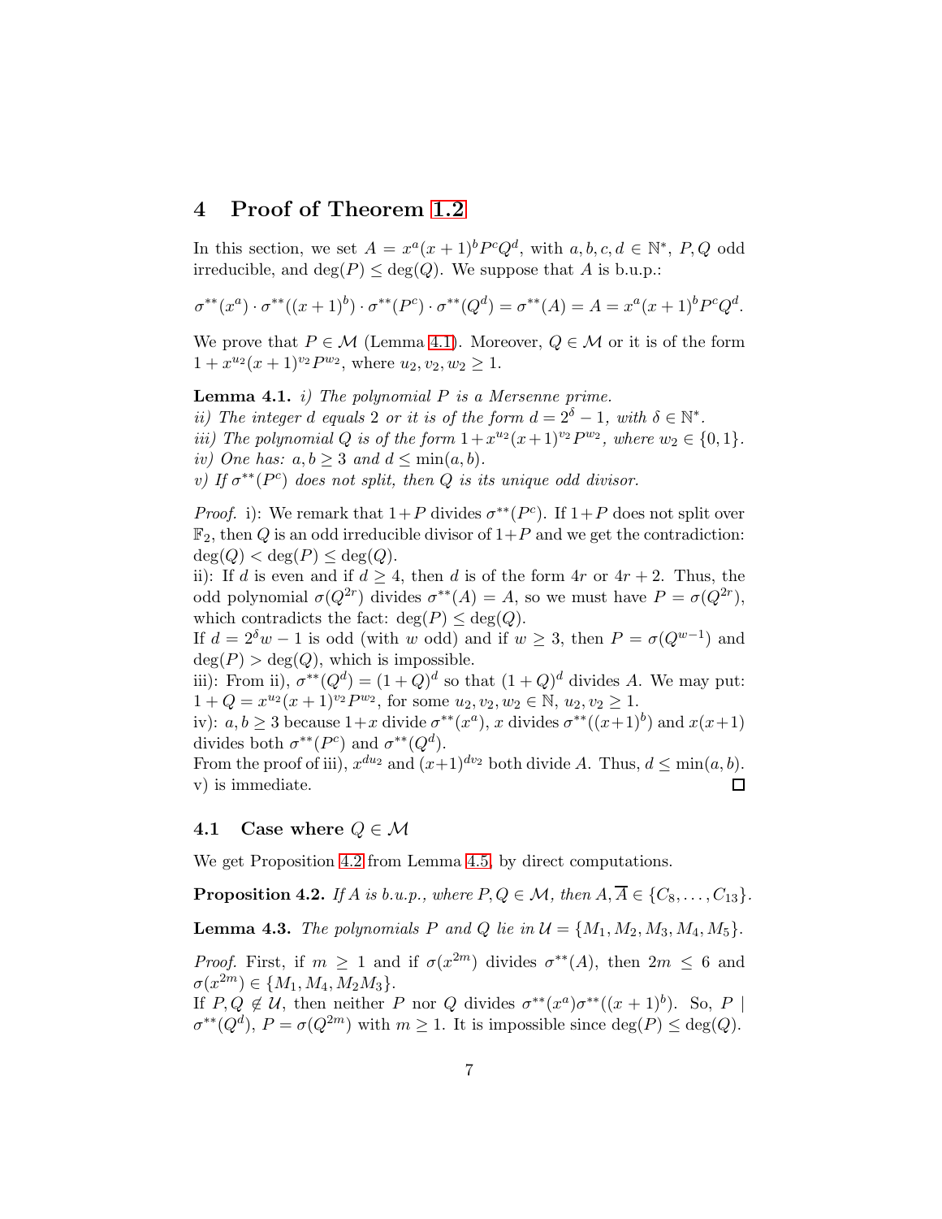## 4 Proof of Theorem 1.2

In this section, we set $A = x^a(x+1)^b P^c Q^d$, with $a, b, c, d \in \mathbb{N}^*$, $P, Q$ odd irreducible, and $\deg(P) \leq \deg(Q)$. We suppose that $A$ is b.u.p.:

$$\sigma^{**}(x^a) \cdot \sigma^{**}((x+1)^b) \cdot \sigma^{**}(P^c) \cdot \sigma^{**}(Q^d) = \sigma^{**}(A) = A = x^a(x+1)^b P^c Q^d.$$

We prove that $P \in \mathcal{M}$ (Lemma 4.1). Moreover, $Q \in \mathcal{M}$ or it is of the form $1 + x^{u_2}(x+1)^{v_2} P^{w_2}$, where $u_2, v_2, w_2 \geq 1$.

**Lemma 4.1.** *i) The polynomial $P$ is a Mersenne prime.*
*ii) The integer $d$ equals 2 or it is of the form $d = 2^\delta - 1$, with $\delta \in \mathbb{N}^*$.*
*iii) The polynomial $Q$ is of the form $1 + x^{u_2}(x+1)^{v_2} P^{w_2}$, where $w_2 \in \{0, 1\}$.*
*iv) One has: $a, b \geq 3$ and $d \leq \min(a, b)$.*
*v) If $\sigma^{**}(P^c)$ does not split, then $Q$ is its unique odd divisor.*

*Proof.* i): We remark that $1+P$ divides $\sigma^{**}(P^c)$. If $1+P$ does not split over $\mathbb{F}_2$, then $Q$ is an odd irreducible divisor of $1+P$ and we get the contradiction: $\deg(Q) < \deg(P) \leq \deg(Q)$.
ii): If $d$ is even and if $d \geq 4$, then $d$ is of the form $4r$ or $4r+2$. Thus, the odd polynomial $\sigma(Q^{2r})$ divides $\sigma^{**}(A) = A$, so we must have $P = \sigma(Q^{2r})$, which contradicts the fact: $\deg(P) \leq \deg(Q)$.
If $d = 2^\delta w - 1$ is odd (with $w$ odd) and if $w \geq 3$, then $P = \sigma(Q^{w-1})$ and $\deg(P) > \deg(Q)$, which is impossible.
iii): From ii), $\sigma^{**}(Q^d) = (1+Q)^d$ so that $(1+Q)^d$ divides $A$. We may put: $1 + Q = x^{u_2}(x+1)^{v_2} P^{w_2}$, for some $u_2, v_2, w_2 \in \mathbb{N}$, $u_2, v_2 \geq 1$.
iv): $a, b \geq 3$ because $1+x$ divide $\sigma^{**}(x^a)$, $x$ divides $\sigma^{**}((x+1)^b)$ and $x(x+1)$ divides both $\sigma^{**}(P^c)$ and $\sigma^{**}(Q^d)$.
From the proof of iii), $x^{du_2}$ and $(x+1)^{dv_2}$ both divide $A$. Thus, $d \leq \min(a, b)$.
v) is immediate. ☐

### 4.1 Case where $Q \in \mathcal{M}$

We get Proposition 4.2 from Lemma 4.5, by direct computations.

**Proposition 4.2.** *If $A$ is b.u.p., where $P, Q \in \mathcal{M}$, then $A, \overline{A} \in \{C_8, \ldots, C_{13}\}$.*

**Lemma 4.3.** *The polynomials $P$ and $Q$ lie in $\mathcal{U} = \{M_1, M_2, M_3, M_4, M_5\}$.*

*Proof.* First, if $m \geq 1$ and if $\sigma(x^{2m})$ divides $\sigma^{**}(A)$, then $2m \leq 6$ and $\sigma(x^{2m}) \in \{M_1, M_4, M_2M_3\}$.
If $P, Q \notin \mathcal{U}$, then neither $P$ nor $Q$ divides $\sigma^{**}(x^a)\sigma^{**}((x+1)^b)$. So, $P \mid \sigma^{**}(Q^d)$, $P = \sigma(Q^{2m})$ with $m \geq 1$. It is impossible since $\deg(P) \leq \deg(Q)$.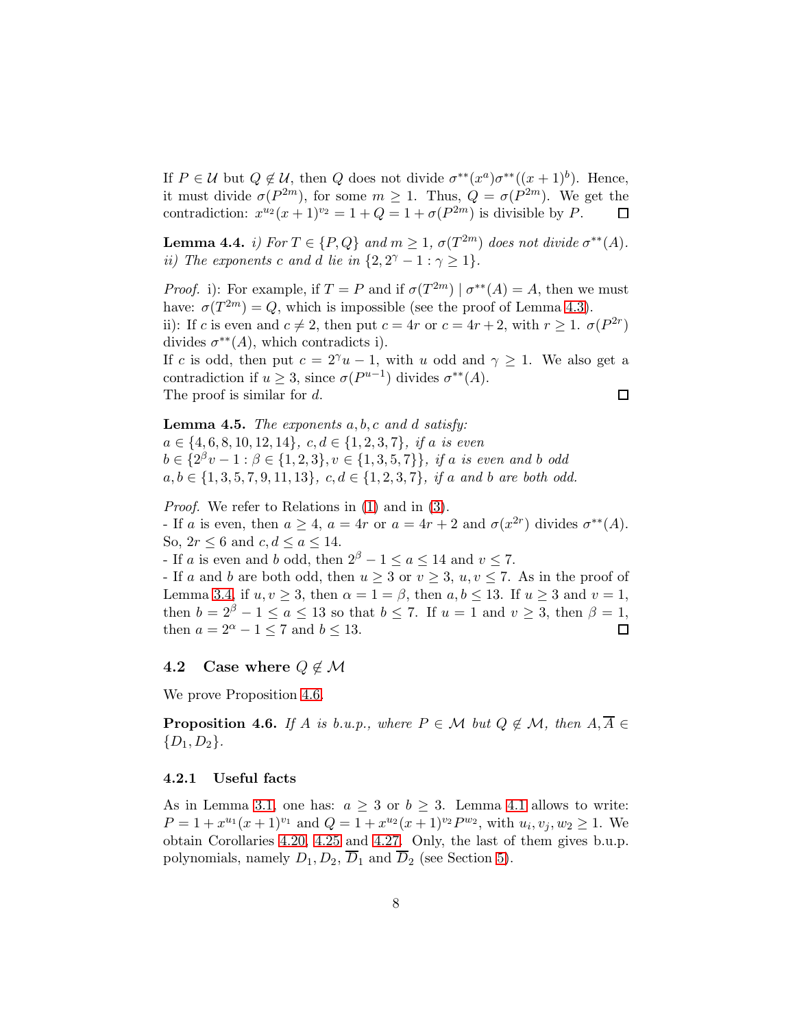If $P \in \mathcal{U}$ but $Q \notin \mathcal{U}$, then $Q$ does not divide $\sigma^{**}(x^a)\sigma^{**}((x+1)^b)$. Hence, it must divide $\sigma(P^{2m})$, for some $m \geq 1$. Thus, $Q = \sigma(P^{2m})$. We get the contradiction: $x^{u_2}(x+1)^{v_2} = 1 + Q = 1 + \sigma(P^{2m})$ is divisible by $P$. $\square$

**Lemma 4.4.** *i) For $T \in \{P, Q\}$ and $m \geq 1$, $\sigma(T^{2m})$ does not divide $\sigma^{**}(A)$.*
*ii) The exponents $c$ and $d$ lie in $\{2, 2^\gamma - 1 : \gamma \geq 1\}$.*

*Proof.* i): For example, if $T = P$ and if $\sigma(T^{2m}) \mid \sigma^{**}(A) = A$, then we must have: $\sigma(T^{2m}) = Q$, which is impossible (see the proof of Lemma 4.3).
ii): If $c$ is even and $c \neq 2$, then put $c = 4r$ or $c = 4r+2$, with $r \geq 1$. $\sigma(P^{2r})$ divides $\sigma^{**}(A)$, which contradicts i).
If $c$ is odd, then put $c = 2^\gamma u - 1$, with $u$ odd and $\gamma \geq 1$. We also get a contradiction if $u \geq 3$, since $\sigma(P^{u-1})$ divides $\sigma^{**}(A)$.
The proof is similar for $d$. $\square$

**Lemma 4.5.** *The exponents $a, b, c$ and $d$ satisfy:*
*$a \in \{4, 6, 8, 10, 12, 14\}$, $c, d \in \{1, 2, 3, 7\}$, if $a$ is even*
*$b \in \{2^\beta v - 1 : \beta \in \{1, 2, 3\}, v \in \{1, 3, 5, 7\}\}$, if $a$ is even and $b$ odd*
*$a, b \in \{1, 3, 5, 7, 9, 11, 13\}$, $c, d \in \{1, 2, 3, 7\}$, if $a$ and $b$ are both odd.*

*Proof.* We refer to Relations in (1) and in (3).
- If $a$ is even, then $a \geq 4$, $a = 4r$ or $a = 4r + 2$ and $\sigma(x^{2r})$ divides $\sigma^{**}(A)$. So, $2r \leq 6$ and $c, d \leq a \leq 14$.
- If $a$ is even and $b$ odd, then $2^\beta - 1 \leq a \leq 14$ and $v \leq 7$.
- If $a$ and $b$ are both odd, then $u \geq 3$ or $v \geq 3$, $u, v \leq 7$. As in the proof of Lemma 3.4, if $u, v \geq 3$, then $\alpha = 1 = \beta$, then $a, b \leq 13$. If $u \geq 3$ and $v = 1$, then $b = 2^\beta - 1 \leq a \leq 13$ so that $b \leq 7$. If $u = 1$ and $v \geq 3$, then $\beta = 1$, then $a = 2^\alpha - 1 \leq 7$ and $b \leq 13$. $\square$

### 4.2 Case where $Q \notin \mathcal{M}$

We prove Proposition 4.6.

**Proposition 4.6.** *If $A$ is b.u.p., where $P \in \mathcal{M}$ but $Q \notin \mathcal{M}$, then $A, \overline{A} \in \{D_1, D_2\}$.*

#### 4.2.1 Useful facts

As in Lemma 3.1, one has: $a \geq 3$ or $b \geq 3$. Lemma 4.1 allows to write: $P = 1 + x^{u_1}(x+1)^{v_1}$ and $Q = 1 + x^{u_2}(x+1)^{v_2}P^{w_2}$, with $u_i, v_j, w_2 \geq 1$. We obtain Corollaries 4.20, 4.25 and 4.27. Only, the last of them gives b.u.p. polynomials, namely $D_1, D_2, \overline{D}_1$ and $\overline{D}_2$ (see Section 5).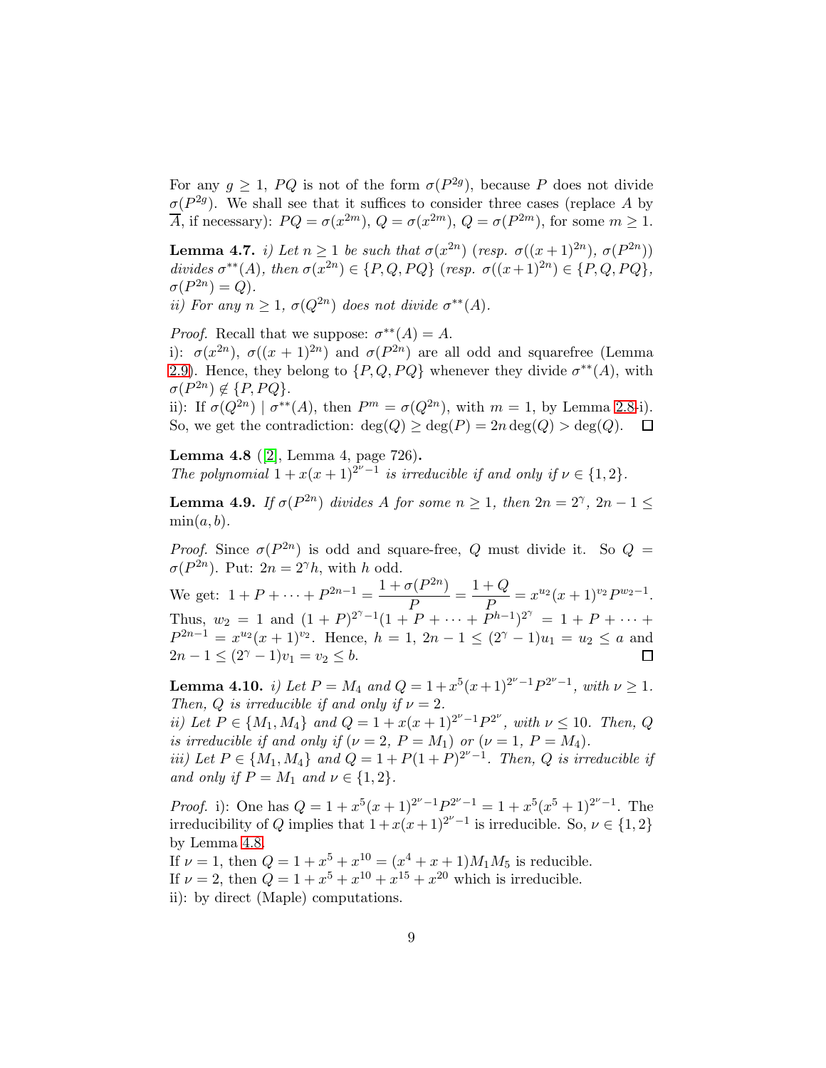For any $g \geq 1$, $PQ$ is not of the form $\sigma(P^{2g})$, because $P$ does not divide $\sigma(P^{2g})$. We shall see that it suffices to consider three cases (replace $A$ by $\overline{A}$, if necessary): $PQ = \sigma(x^{2m})$, $Q = \sigma(x^{2m})$, $Q = \sigma(P^{2m})$, for some $m \geq 1$.

**Lemma 4.7.** *i) Let $n \geq 1$ be such that $\sigma(x^{2n})$ (resp. $\sigma((x+1)^{2n})$, $\sigma(P^{2n})$) divides $\sigma^{**}(A)$, then $\sigma(x^{2n}) \in \{P, Q, PQ\}$ (resp. $\sigma((x+1)^{2n}) \in \{P, Q, PQ\}$, $\sigma(P^{2n}) = Q$).*
*ii) For any $n \geq 1$, $\sigma(Q^{2n})$ does not divide $\sigma^{**}(A)$.*

*Proof.* Recall that we suppose: $\sigma^{**}(A) = A$.
i): $\sigma(x^{2n})$, $\sigma((x+1)^{2n})$ and $\sigma(P^{2n})$ are all odd and squarefree (Lemma 2.9). Hence, they belong to $\{P, Q, PQ\}$ whenever they divide $\sigma^{**}(A)$, with $\sigma(P^{2n}) \notin \{P, PQ\}$.
ii): If $\sigma(Q^{2n}) \mid \sigma^{**}(A)$, then $P^m = \sigma(Q^{2n})$, with $m = 1$, by Lemma 2.8-i). So, we get the contradiction: $\deg(Q) \geq \deg(P) = 2n \deg(Q) > \deg(Q)$. $\square$

**Lemma 4.8** ([2], Lemma 4, page 726)**.**
*The polynomial $1 + x(x+1)^{2^\nu - 1}$ is irreducible if and only if $\nu \in \{1, 2\}$.*

**Lemma 4.9.** *If $\sigma(P^{2n})$ divides $A$ for some $n \geq 1$, then $2n = 2^\gamma$, $2n - 1 \leq \min(a, b)$.*

*Proof.* Since $\sigma(P^{2n})$ is odd and square-free, $Q$ must divide it. So $Q = \sigma(P^{2n})$. Put: $2n = 2^\gamma h$, with $h$ odd.

We get: $1 + P + \cdots + P^{2n-1} = \dfrac{1 + \sigma(P^{2n})}{P} = \dfrac{1 + Q}{P} = x^{u_2}(x+1)^{v_2} P^{w_2 - 1}$.
Thus, $w_2 = 1$ and $(1 + P)^{2^\gamma - 1}(1 + P + \cdots + P^{h-1})^{2^\gamma} = 1 + P + \cdots + P^{2n-1} = x^{u_2}(x+1)^{v_2}$. Hence, $h = 1$, $2n - 1 \leq (2^\gamma - 1)u_1 = u_2 \leq a$ and $2n - 1 \leq (2^\gamma - 1)v_1 = v_2 \leq b$. $\square$

**Lemma 4.10.** *i) Let $P = M_4$ and $Q = 1 + x^5(x+1)^{2^\nu - 1}P^{2^\nu - 1}$, with $\nu \geq 1$. Then, $Q$ is irreducible if and only if $\nu = 2$.*
*ii) Let $P \in \{M_1, M_4\}$ and $Q = 1 + x(x+1)^{2^\nu - 1}P^{2^\nu}$, with $\nu \leq 10$. Then, $Q$ is irreducible if and only if ($\nu = 2$, $P = M_1$) or ($\nu = 1$, $P = M_4$).*
*iii) Let $P \in \{M_1, M_4\}$ and $Q = 1 + P(1+P)^{2^\nu - 1}$. Then, $Q$ is irreducible if and only if $P = M_1$ and $\nu \in \{1, 2\}$.*

*Proof.* i): One has $Q = 1 + x^5(x+1)^{2^\nu - 1}P^{2^\nu - 1} = 1 + x^5(x^5 + 1)^{2^\nu - 1}$. The irreducibility of $Q$ implies that $1 + x(x+1)^{2^\nu - 1}$ is irreducible. So, $\nu \in \{1, 2\}$ by Lemma 4.8.
If $\nu = 1$, then $Q = 1 + x^5 + x^{10} = (x^4 + x + 1)M_1 M_5$ is reducible.
If $\nu = 2$, then $Q = 1 + x^5 + x^{10} + x^{15} + x^{20}$ which is irreducible.
ii): by direct (Maple) computations.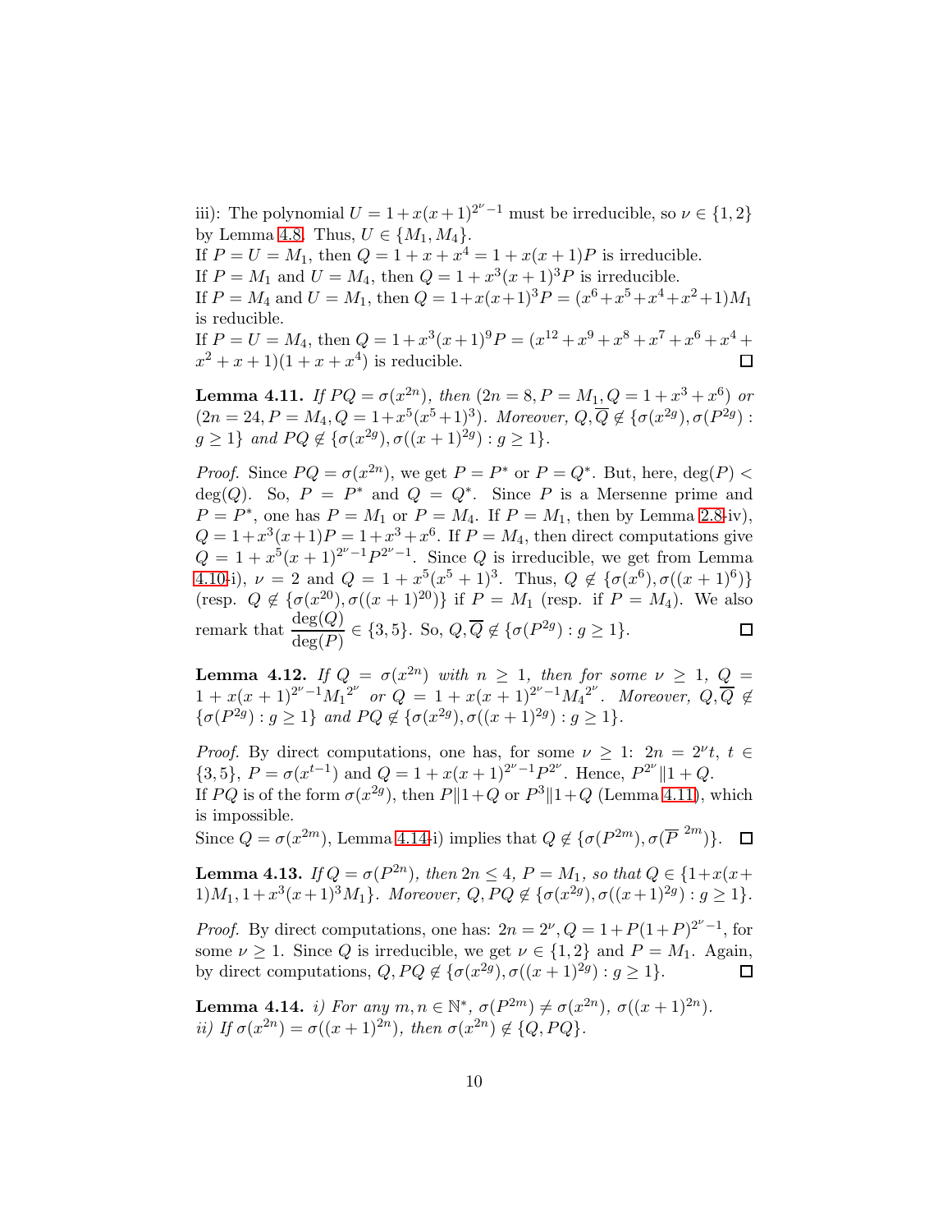iii): The polynomial $U = 1 + x(x+1)^{2^\nu - 1}$ must be irreducible, so $\nu \in \{1, 2\}$ by Lemma 4.8. Thus, $U \in \{M_1, M_4\}$.
If $P = U = M_1$, then $Q = 1 + x + x^4 = 1 + x(x+1)P$ is irreducible.
If $P = M_1$ and $U = M_4$, then $Q = 1 + x^3(x+1)^3 P$ is irreducible.
If $P = M_4$ and $U = M_1$, then $Q = 1 + x(x+1)^3 P = (x^6+x^5+x^4+x^2+1)M_1$ is reducible.
If $P = U = M_4$, then $Q = 1 + x^3(x+1)^9 P = (x^{12}+x^9+x^8+x^7+x^6+x^4+x^2+x+1)(1+x+x^4)$ is reducible. $\square$

**Lemma 4.11.** *If $PQ = \sigma(x^{2n})$, then $(2n = 8, P = M_1, Q = 1 + x^3 + x^6)$ or $(2n = 24, P = M_4, Q = 1 + x^5(x^5+1)^3)$. Moreover, $Q, \overline{Q} \notin \{\sigma(x^{2g}), \sigma(P^{2g}) : g \geq 1\}$ and $PQ \notin \{\sigma(x^{2g}), \sigma((x+1)^{2g}) : g \geq 1\}$.*

*Proof.* Since $PQ = \sigma(x^{2n})$, we get $P = P^*$ or $P = Q^*$. But, here, $\deg(P) < \deg(Q)$. So, $P = P^*$ and $Q = Q^*$. Since $P$ is a Mersenne prime and $P = P^*$, one has $P = M_1$ or $P = M_4$. If $P = M_1$, then by Lemma 2.8-iv), $Q = 1 + x^3(x+1)P = 1 + x^3 + x^6$. If $P = M_4$, then direct computations give $Q = 1 + x^5(x+1)^{2^\nu - 1}P^{2^\nu - 1}$. Since $Q$ is irreducible, we get from Lemma 4.10-i), $\nu = 2$ and $Q = 1 + x^5(x^5+1)^3$. Thus, $Q \notin \{\sigma(x^6), \sigma((x+1)^6)\}$ (resp. $Q \notin \{\sigma(x^{20}), \sigma((x+1)^{20})\}$ if $P = M_1$ (resp. if $P = M_4$). We also remark that $\dfrac{\deg(Q)}{\deg(P)} \in \{3, 5\}$. So, $Q, \overline{Q} \notin \{\sigma(P^{2g}) : g \geq 1\}$. $\square$

**Lemma 4.12.** *If $Q = \sigma(x^{2n})$ with $n \geq 1$, then for some $\nu \geq 1$, $Q = 1 + x(x+1)^{2^\nu - 1}{M_1}^{2^\nu}$ or $Q = 1 + x(x+1)^{2^\nu - 1}{M_4}^{2^\nu}$. Moreover, $Q, \overline{Q} \notin \{\sigma(P^{2g}) : g \geq 1\}$ and $PQ \notin \{\sigma(x^{2g}), \sigma((x+1)^{2g}) : g \geq 1\}$.*

*Proof.* By direct computations, one has, for some $\nu \geq 1$: $2n = 2^\nu t$, $t \in \{3, 5\}$, $P = \sigma(x^{t-1})$ and $Q = 1 + x(x+1)^{2^\nu - 1}P^{2^\nu}$. Hence, $P^{2^\nu} \| 1 + Q$.
If $PQ$ is of the form $\sigma(x^{2g})$, then $P \| 1 + Q$ or $P^3 \| 1 + Q$ (Lemma 4.11), which is impossible.
Since $Q = \sigma(x^{2m})$, Lemma 4.14-i) implies that $Q \notin \{\sigma(P^{2m}), \sigma(\overline{P}^{\,2m})\}$. $\square$

**Lemma 4.13.** *If $Q = \sigma(P^{2n})$, then $2n \leq 4$, $P = M_1$, so that $Q \in \{1 + x(x+1)M_1, 1 + x^3(x+1)^3 M_1\}$. Moreover, $Q, PQ \notin \{\sigma(x^{2g}), \sigma((x+1)^{2g}) : g \geq 1\}$.*

*Proof.* By direct computations, one has: $2n = 2^\nu, Q = 1 + P(1+P)^{2^\nu - 1}$, for some $\nu \geq 1$. Since $Q$ is irreducible, we get $\nu \in \{1, 2\}$ and $P = M_1$. Again, by direct computations, $Q, PQ \notin \{\sigma(x^{2g}), \sigma((x+1)^{2g}) : g \geq 1\}$. $\square$

**Lemma 4.14.** *i) For any $m, n \in \mathbb{N}^*$, $\sigma(P^{2m}) \neq \sigma(x^{2n})$, $\sigma((x+1)^{2n})$.*
*ii) If $\sigma(x^{2n}) = \sigma((x+1)^{2n})$, then $\sigma(x^{2n}) \notin \{Q, PQ\}$.*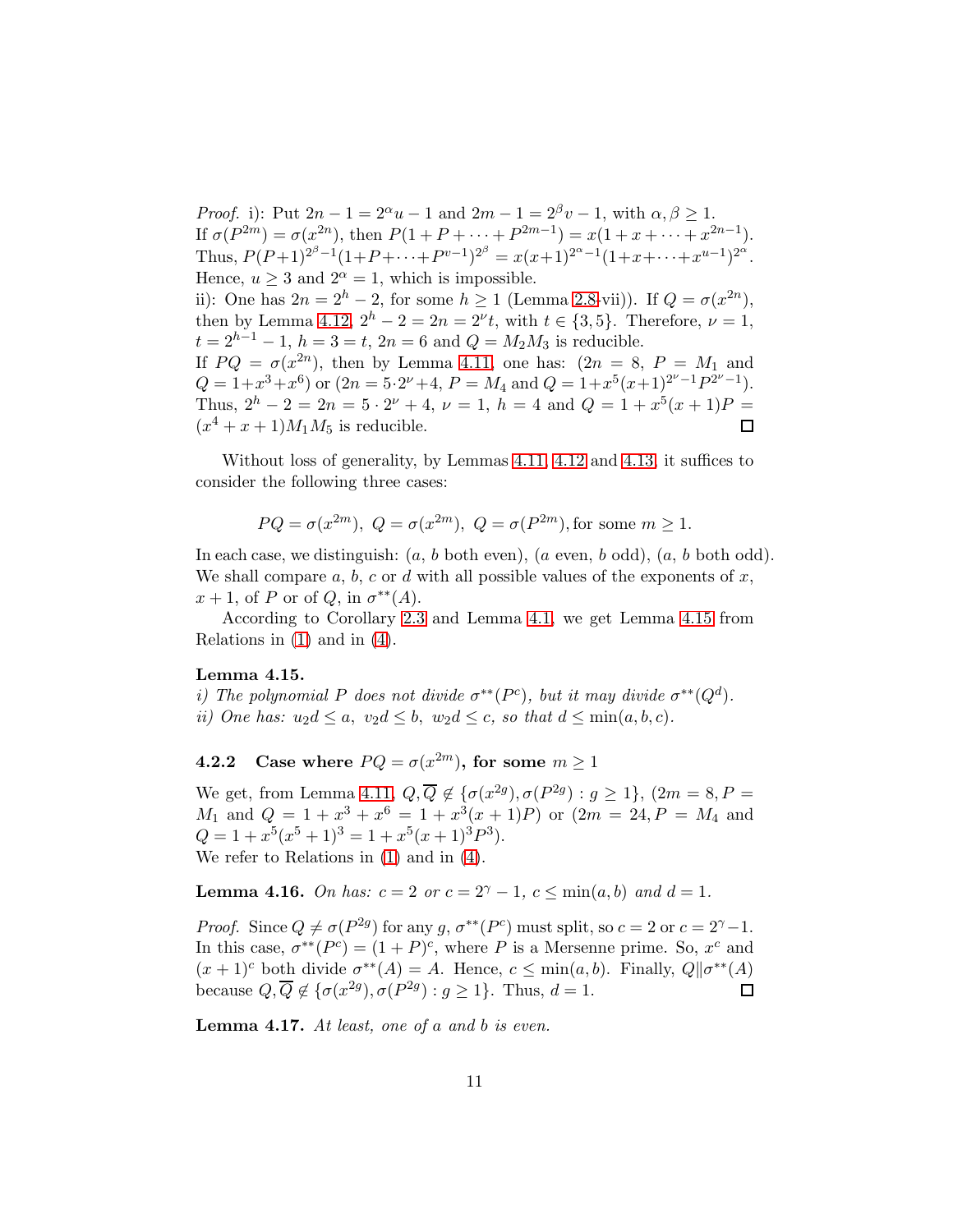*Proof.* i): Put $2n-1 = 2^\alpha u - 1$ and $2m-1 = 2^\beta v - 1$, with $\alpha, \beta \geq 1$.
If $\sigma(P^{2m}) = \sigma(x^{2n})$, then $P(1+P+\cdots+P^{2m-1}) = x(1+x+\cdots+x^{2n-1})$.
Thus, $P(P+1)^{2^\beta-1}(1+P+\cdots+P^{v-1})^{2^\beta} = x(x+1)^{2^\alpha-1}(1+x+\cdots+x^{u-1})^{2^\alpha}$.
Hence, $u \geq 3$ and $2^\alpha = 1$, which is impossible.
ii): One has $2n = 2^h - 2$, for some $h \geq 1$ (Lemma 2.8-vii)). If $Q = \sigma(x^{2n})$, then by Lemma 4.12, $2^h - 2 = 2n = 2^\nu t$, with $t \in \{3, 5\}$. Therefore, $\nu = 1$, $t = 2^{h-1} - 1$, $h = 3 = t$, $2n = 6$ and $Q = M_2 M_3$ is reducible.
If $PQ = \sigma(x^{2n})$, then by Lemma 4.11, one has: ($2n = 8$, $P = M_1$ and $Q = 1+x^3+x^6$) or ($2n = 5\cdot 2^\nu + 4$, $P = M_4$ and $Q = 1+x^5(x+1)^{2^\nu-1}P^{2^\nu-1}$).
Thus, $2^h - 2 = 2n = 5 \cdot 2^\nu + 4$, $\nu = 1$, $h = 4$ and $Q = 1 + x^5(x+1)P = (x^4+x+1)M_1 M_5$ is reducible. $\square$

Without loss of generality, by Lemmas 4.11, 4.12 and 4.13, it suffices to consider the following three cases:

$$PQ = \sigma(x^{2m}),\ Q = \sigma(x^{2m}),\ Q = \sigma(P^{2m}), \text{for some } m \geq 1.$$

In each case, we distinguish: ($a$, $b$ both even), ($a$ even, $b$ odd), ($a$, $b$ both odd).
We shall compare $a$, $b$, $c$ or $d$ with all possible values of the exponents of $x$, $x+1$, of $P$ or of $Q$, in $\sigma^{**}(A)$.

According to Corollary 2.3 and Lemma 4.1, we get Lemma 4.15 from Relations in (1) and in (4).

**Lemma 4.15.**
*i) The polynomial $P$ does not divide $\sigma^{**}(P^c)$, but it may divide $\sigma^{**}(Q^d)$.*
*ii) One has: $u_2 d \leq a,\ v_2 d \leq b,\ w_2 d \leq c$, so that $d \leq \min(a, b, c)$.*

### 4.2.2 Case where $PQ = \sigma(x^{2m})$, for some $m \geq 1$

We get, from Lemma 4.11, $Q, \overline{Q} \notin \{\sigma(x^{2g}), \sigma(P^{2g}) : g \geq 1\}$, ($2m = 8, P = M_1$ and $Q = 1+x^3+x^6 = 1+x^3(x+1)P$) or ($2m = 24, P = M_4$ and $Q = 1+x^5(x^5+1)^3 = 1+x^5(x+1)^3P^3$).
We refer to Relations in (1) and in (4).

**Lemma 4.16.** *On has: $c = 2$ or $c = 2^\gamma - 1$, $c \leq \min(a, b)$ and $d = 1$.*

*Proof.* Since $Q \neq \sigma(P^{2g})$ for any $g$, $\sigma^{**}(P^c)$ must split, so $c = 2$ or $c = 2^\gamma - 1$. In this case, $\sigma^{**}(P^c) = (1+P)^c$, where $P$ is a Mersenne prime. So, $x^c$ and $(x+1)^c$ both divide $\sigma^{**}(A) = A$. Hence, $c \leq \min(a, b)$. Finally, $Q \| \sigma^{**}(A)$ because $Q, \overline{Q} \notin \{\sigma(x^{2g}), \sigma(P^{2g}) : g \geq 1\}$. Thus, $d = 1$. $\square$

**Lemma 4.17.** *At least, one of $a$ and $b$ is even.*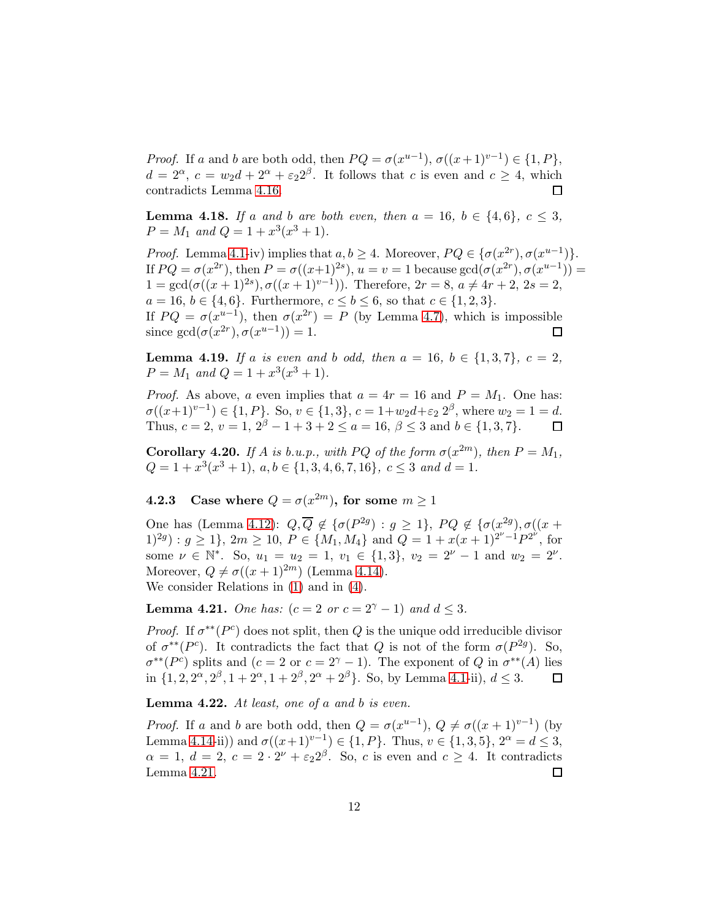*Proof.* If $a$ and $b$ are both odd, then $PQ = \sigma(x^{u-1})$, $\sigma((x+1)^{v-1}) \in \{1, P\}$, $d = 2^\alpha$, $c = w_2 d + 2^\alpha + \varepsilon_2 2^\beta$. It follows that $c$ is even and $c \geq 4$, which contradicts Lemma 4.16. ◻

**Lemma 4.18.** *If $a$ and $b$ are both even, then $a = 16$, $b \in \{4, 6\}$, $c \leq 3$, $P = M_1$ and $Q = 1 + x^3(x^3+1)$.*

*Proof.* Lemma 4.1-iv) implies that $a, b \geq 4$. Moreover, $PQ \in \{\sigma(x^{2r}), \sigma(x^{u-1})\}$. If $PQ = \sigma(x^{2r})$, then $P = \sigma((x+1)^{2s})$, $u = v = 1$ because $\gcd(\sigma(x^{2r}), \sigma(x^{u-1})) = 1 = \gcd(\sigma((x+1)^{2s}), \sigma((x+1)^{v-1}))$. Therefore, $2r = 8$, $a \neq 4r+2$, $2s = 2$, $a = 16$, $b \in \{4, 6\}$. Furthermore, $c \leq b \leq 6$, so that $c \in \{1, 2, 3\}$.
If $PQ = \sigma(x^{u-1})$, then $\sigma(x^{2r}) = P$ (by Lemma 4.7), which is impossible since $\gcd(\sigma(x^{2r}), \sigma(x^{u-1})) = 1$. ◻

**Lemma 4.19.** *If $a$ is even and $b$ odd, then $a = 16$, $b \in \{1, 3, 7\}$, $c = 2$, $P = M_1$ and $Q = 1 + x^3(x^3+1)$.*

*Proof.* As above, $a$ even implies that $a = 4r = 16$ and $P = M_1$. One has: $\sigma((x+1)^{v-1}) \in \{1, P\}$. So, $v \in \{1, 3\}$, $c = 1 + w_2 d + \varepsilon_2 2^\beta$, where $w_2 = 1 = d$. Thus, $c = 2$, $v = 1$, $2^\beta - 1 + 3 + 2 \leq a = 16$, $\beta \leq 3$ and $b \in \{1, 3, 7\}$. ◻

**Corollary 4.20.** *If $A$ is b.u.p., with $PQ$ of the form $\sigma(x^{2m})$, then $P = M_1$, $Q = 1 + x^3(x^3+1)$, $a, b \in \{1, 3, 4, 6, 7, 16\}$, $c \leq 3$ and $d = 1$.*

### 4.2.3 Case where $Q = \sigma(x^{2m})$, for some $m \geq 1$

One has (Lemma 4.12): $Q, \overline{Q} \notin \{\sigma(P^{2g}) : g \geq 1\}$, $PQ \notin \{\sigma(x^{2g}), \sigma((x+1)^{2g}) : g \geq 1\}$, $2m \geq 10$, $P \in \{M_1, M_4\}$ and $Q = 1 + x(x+1)^{2^\nu - 1} P^{2^\nu}$, for some $\nu \in \mathbb{N}^*$. So, $u_1 = u_2 = 1$, $v_1 \in \{1, 3\}$, $v_2 = 2^\nu - 1$ and $w_2 = 2^\nu$. Moreover, $Q \neq \sigma((x+1)^{2m})$ (Lemma 4.14).
We consider Relations in (1) and in (4).

**Lemma 4.21.** *One has: ($c = 2$ or $c = 2^\gamma - 1$) and $d \leq 3$.*

*Proof.* If $\sigma^{**}(P^c)$ does not split, then $Q$ is the unique odd irreducible divisor of $\sigma^{**}(P^c)$. It contradicts the fact that $Q$ is not of the form $\sigma(P^{2g})$. So, $\sigma^{**}(P^c)$ splits and ($c = 2$ or $c = 2^\gamma - 1$). The exponent of $Q$ in $\sigma^{**}(A)$ lies in $\{1, 2, 2^\alpha, 2^\beta, 1 + 2^\alpha, 1 + 2^\beta, 2^\alpha + 2^\beta\}$. So, by Lemma 4.1-ii), $d \leq 3$. ◻

**Lemma 4.22.** *At least, one of $a$ and $b$ is even.*

*Proof.* If $a$ and $b$ are both odd, then $Q = \sigma(x^{u-1})$, $Q \neq \sigma((x+1)^{v-1})$ (by Lemma 4.14-ii)) and $\sigma((x+1)^{v-1}) \in \{1, P\}$. Thus, $v \in \{1, 3, 5\}$, $2^\alpha = d \leq 3$, $\alpha = 1$, $d = 2$, $c = 2 \cdot 2^\nu + \varepsilon_2 2^\beta$. So, $c$ is even and $c \geq 4$. It contradicts Lemma 4.21. ◻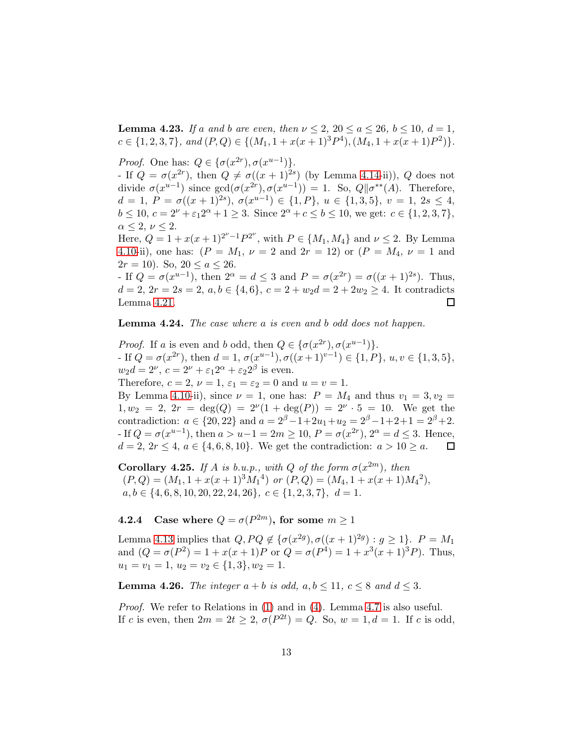**Lemma 4.23.** *If $a$ and $b$ are even, then $\nu \leq 2$, $20 \leq a \leq 26$, $b \leq 10$, $d = 1$, $c \in \{1, 2, 3, 7\}$, and $(P, Q) \in \{(M_1, 1 + x(x+1)^3 P^4), (M_4, 1 + x(x+1)P^2)\}$.*

*Proof.* One has: $Q \in \{\sigma(x^{2r}), \sigma(x^{u-1})\}$.
- If $Q = \sigma(x^{2r})$, then $Q \neq \sigma((x+1)^{2s})$ (by Lemma 4.14-ii)), $Q$ does not divide $\sigma(x^{u-1})$ since $\gcd(\sigma(x^{2r}), \sigma(x^{u-1})) = 1$. So, $Q \| \sigma^{**}(A)$. Therefore, $d = 1$, $P = \sigma((x+1)^{2s})$, $\sigma(x^{u-1}) \in \{1, P\}$, $u \in \{1, 3, 5\}$, $v = 1$, $2s \leq 4$, $b \leq 10$, $c = 2^\nu + \varepsilon_1 2^\alpha + 1 \geq 3$. Since $2^\alpha + c \leq b \leq 10$, we get: $c \in \{1, 2, 3, 7\}$, $\alpha \leq 2$, $\nu \leq 2$.
Here, $Q = 1 + x(x+1)^{2^\nu - 1} P^{2^\nu}$, with $P \in \{M_1, M_4\}$ and $\nu \leq 2$. By Lemma 4.10-ii), one has: ($P = M_1$, $\nu = 2$ and $2r = 12$) or ($P = M_4$, $\nu = 1$ and $2r = 10$). So, $20 \leq a \leq 26$.
- If $Q = \sigma(x^{u-1})$, then $2^\alpha = d \leq 3$ and $P = \sigma(x^{2r}) = \sigma((x+1)^{2s})$. Thus, $d = 2$, $2r = 2s = 2$, $a, b \in \{4, 6\}$, $c = 2 + w_2 d = 2 + 2w_2 \geq 4$. It contradicts Lemma 4.21. $\square$

**Lemma 4.24.** *The case where $a$ is even and $b$ odd does not happen.*

*Proof.* If $a$ is even and $b$ odd, then $Q \in \{\sigma(x^{2r}), \sigma(x^{u-1})\}$.
- If $Q = \sigma(x^{2r})$, then $d = 1$, $\sigma(x^{u-1}), \sigma((x+1)^{v-1}) \in \{1, P\}$, $u, v \in \{1, 3, 5\}$, $w_2 d = 2^\nu$, $c = 2^\nu + \varepsilon_1 2^\alpha + \varepsilon_2 2^\beta$ is even.
Therefore, $c = 2$, $\nu = 1$, $\varepsilon_1 = \varepsilon_2 = 0$ and $u = v = 1$.
By Lemma 4.10-ii), since $\nu = 1$, one has: $P = M_4$ and thus $v_1 = 3, v_2 = 1, w_2 = 2$, $2r = \deg(Q) = 2^\nu(1 + \deg(P)) = 2^\nu \cdot 5 = 10$. We get the contradiction: $a \in \{20, 22\}$ and $a = 2^\beta - 1 + 2u_1 + u_2 = 2^\beta - 1 + 2 + 1 = 2^\beta + 2$.
- If $Q = \sigma(x^{u-1})$, then $a > u - 1 = 2m \geq 10$, $P = \sigma(x^{2r})$, $2^\alpha = d \leq 3$. Hence, $d = 2$, $2r \leq 4$, $a \in \{4, 6, 8, 10\}$. We get the contradiction: $a > 10 \geq a$. $\square$

**Corollary 4.25.** *If $A$ is b.u.p., with $Q$ of the form $\sigma(x^{2m})$, then*
$(P, Q) = (M_1, 1 + x(x+1)^3 {M_1}^4)$ *or* $(P, Q) = (M_4, 1 + x(x+1){M_4}^2)$,
$a, b \in \{4, 6, 8, 10, 20, 22, 24, 26\}$, $c \in \{1, 2, 3, 7\}$, $d = 1$.

### 4.2.4 Case where $Q = \sigma(P^{2m})$, for some $m \geq 1$

Lemma 4.13 implies that $Q, PQ \notin \{\sigma(x^{2g}), \sigma((x+1)^{2g}) : g \geq 1\}$. $P = M_1$ and ($Q = \sigma(P^2) = 1 + x(x+1)P$ or $Q = \sigma(P^4) = 1 + x^3(x+1)^3 P$). Thus, $u_1 = v_1 = 1$, $u_2 = v_2 \in \{1, 3\}, w_2 = 1$.

**Lemma 4.26.** *The integer $a + b$ is odd, $a, b \leq 11$, $c \leq 8$ and $d \leq 3$.*

*Proof.* We refer to Relations in (1) and in (4). Lemma 4.7 is also useful.
If $c$ is even, then $2m = 2t \geq 2$, $\sigma(P^{2t}) = Q$. So, $w = 1, d = 1$. If $c$ is odd,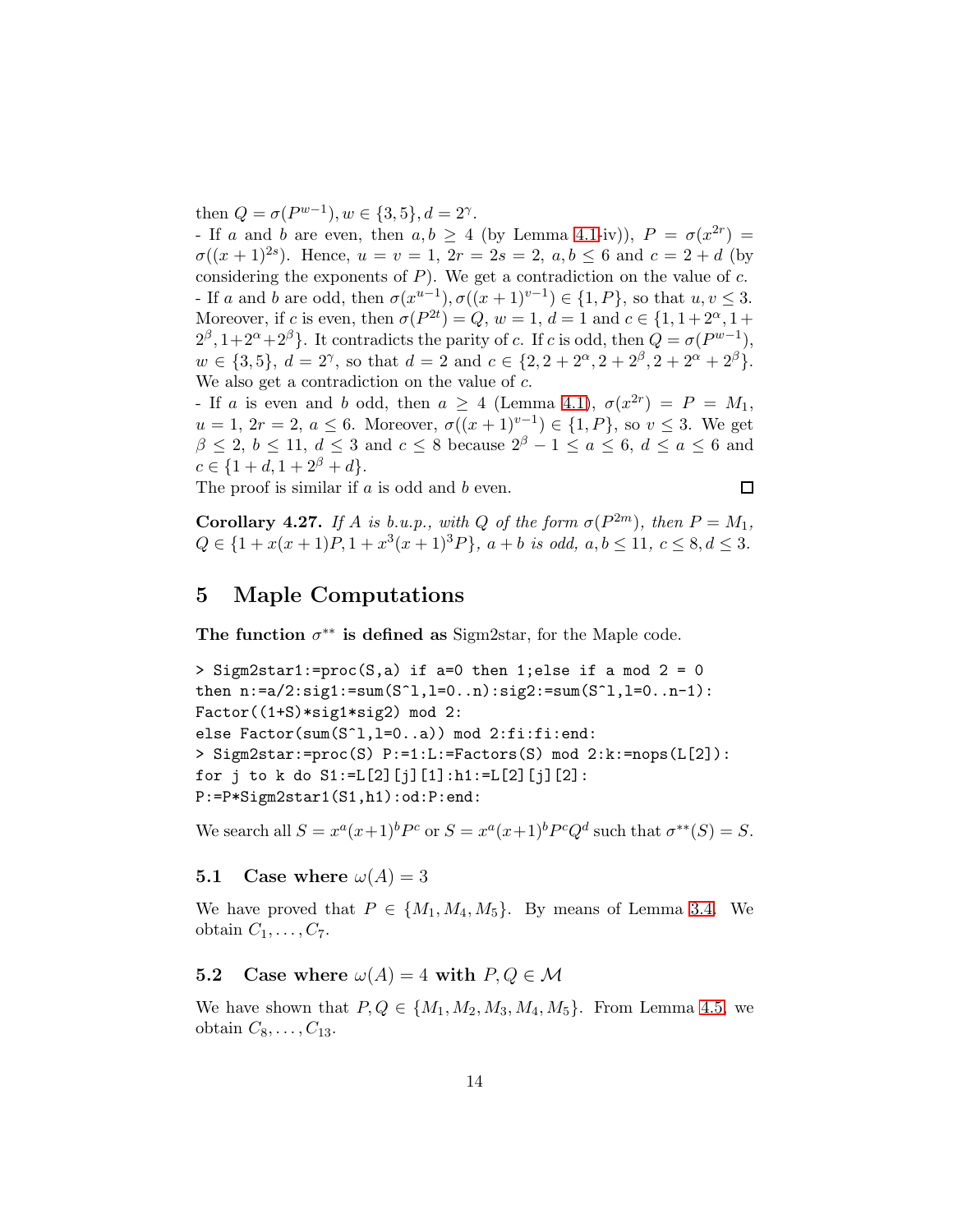then $Q = \sigma(P^{w-1}), w \in \{3, 5\}, d = 2^\gamma$.

- If $a$ and $b$ are even, then $a, b \geq 4$ (by Lemma 4.1-iv)), $P = \sigma(x^{2r}) = \sigma((x+1)^{2s})$. Hence, $u = v = 1$, $2r = 2s = 2$, $a, b \leq 6$ and $c = 2 + d$ (by considering the exponents of $P$). We get a contradiction on the value of $c$.

- If $a$ and $b$ are odd, then $\sigma(x^{u-1}), \sigma((x+1)^{v-1}) \in \{1, P\}$, so that $u, v \leq 3$. Moreover, if $c$ is even, then $\sigma(P^{2t}) = Q$, $w = 1$, $d = 1$ and $c \in \{1, 1+2^\alpha, 1+2^\beta, 1+2^\alpha+2^\beta\}$. It contradicts the parity of $c$. If $c$ is odd, then $Q = \sigma(P^{w-1})$, $w \in \{3, 5\}$, $d = 2^\gamma$, so that $d = 2$ and $c \in \{2, 2+2^\alpha, 2+2^\beta, 2+2^\alpha+2^\beta\}$. We also get a contradiction on the value of $c$.

- If $a$ is even and $b$ odd, then $a \geq 4$ (Lemma 4.1), $\sigma(x^{2r}) = P = M_1$, $u = 1$, $2r = 2$, $a \leq 6$. Moreover, $\sigma((x+1)^{v-1}) \in \{1, P\}$, so $v \leq 3$. We get $\beta \leq 2$, $b \leq 11$, $d \leq 3$ and $c \leq 8$ because $2^\beta - 1 \leq a \leq 6$, $d \leq a \leq 6$ and $c \in \{1+d, 1+2^\beta+d\}$.

The proof is similar if $a$ is odd and $b$ even. □

**Corollary 4.27.** *If $A$ is b.u.p., with $Q$ of the form $\sigma(P^{2m})$, then $P = M_1$, $Q \in \{1 + x(x+1)P, 1 + x^3(x+1)^3P\}$, $a + b$ is odd, $a, b \leq 11$, $c \leq 8, d \leq 3$.*

# 5 Maple Computations

**The function $\sigma^{**}$ is defined as** Sigm2star, for the Maple code.

```
> Sigm2star1:=proc(S,a) if a=0 then 1;else if a mod 2 = 0
then n:=a/2:sig1:=sum(S^l,l=0..n):sig2:=sum(S^l,l=0..n-1):
Factor((1+S)*sig1*sig2) mod 2:
else Factor(sum(S^l,l=0..a)) mod 2:fi:fi:end:
> Sigm2star:=proc(S) P:=1:L:=Factors(S) mod 2:k:=nops(L[2]):
for j to k do S1:=L[2][j][1]:h1:=L[2][j][2]:
P:=P*Sigm2star1(S1,h1):od:P:end:
```

We search all $S = x^a(x+1)^bP^c$ or $S = x^a(x+1)^bP^cQ^d$ such that $\sigma^{**}(S) = S$.

## 5.1 Case where $\omega(A) = 3$

We have proved that $P \in \{M_1, M_4, M_5\}$. By means of Lemma 3.4. We obtain $C_1, \ldots, C_7$.

## 5.2 Case where $\omega(A) = 4$ with $P, Q \in \mathcal{M}$

We have shown that $P, Q \in \{M_1, M_2, M_3, M_4, M_5\}$. From Lemma 4.5, we obtain $C_8, \ldots, C_{13}$.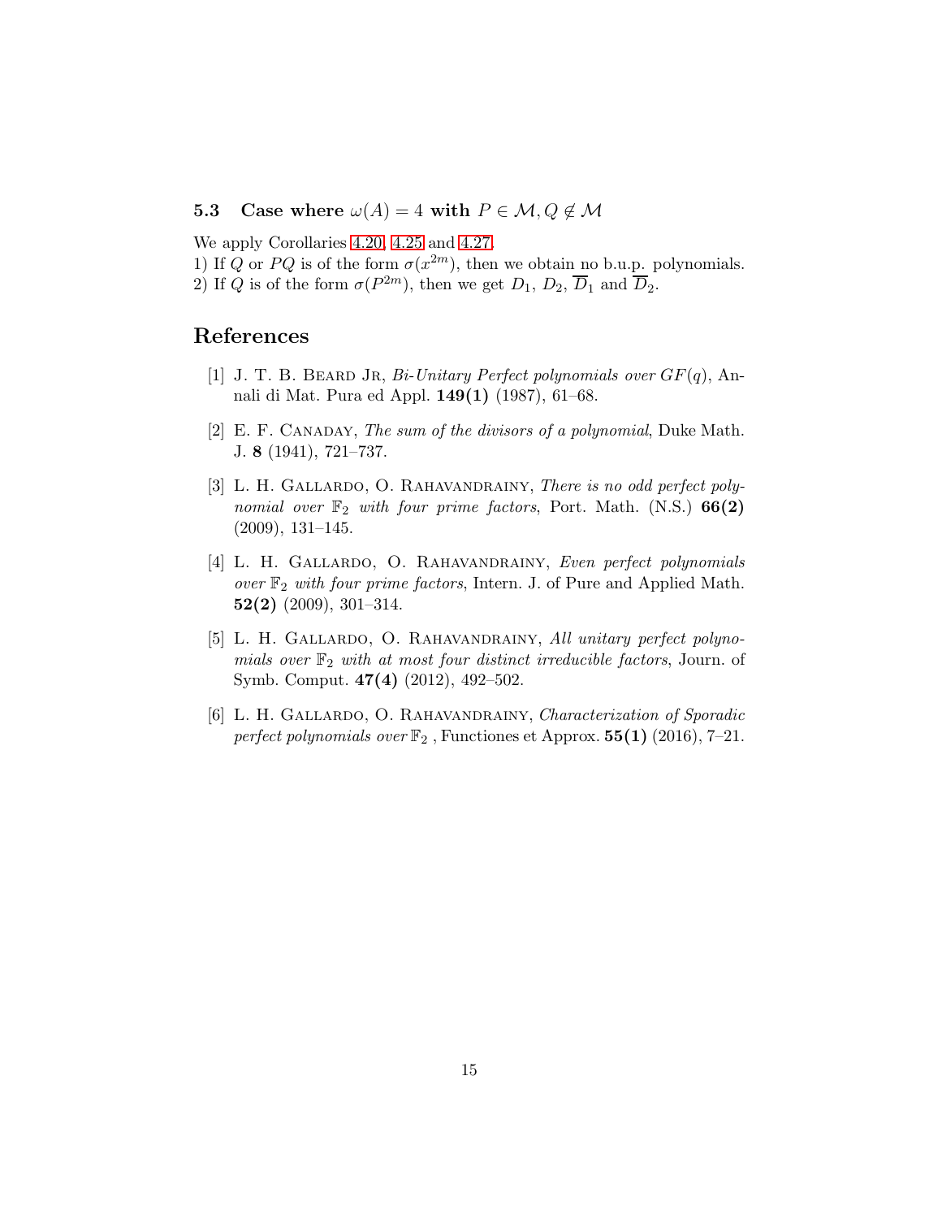### 5.3 Case where $\omega(A) = 4$ with $P \in \mathcal{M}, Q \notin \mathcal{M}$

We apply Corollaries 4.20, 4.25 and 4.27.

1) If $Q$ or $PQ$ is of the form $\sigma(x^{2m})$, then we obtain no b.u.p. polynomials.

2) If $Q$ is of the form $\sigma(P^{2m})$, then we get $D_1$, $D_2$, $\overline{D}_1$ and $\overline{D}_2$.

## References

[1] J. T. B. Beard Jr, *Bi-Unitary Perfect polynomials over $GF(q)$*, Annali di Mat. Pura ed Appl. **149(1)** (1987), 61–68.

[2] E. F. Canaday, *The sum of the divisors of a polynomial*, Duke Math. J. **8** (1941), 721–737.

[3] L. H. Gallardo, O. Rahavandrainy, *There is no odd perfect polynomial over $\mathbb{F}_2$ with four prime factors*, Port. Math. (N.S.) **66(2)** (2009), 131–145.

[4] L. H. Gallardo, O. Rahavandrainy, *Even perfect polynomials over $\mathbb{F}_2$ with four prime factors*, Intern. J. of Pure and Applied Math. **52(2)** (2009), 301–314.

[5] L. H. Gallardo, O. Rahavandrainy, *All unitary perfect polynomials over $\mathbb{F}_2$ with at most four distinct irreducible factors*, Journ. of Symb. Comput. **47(4)** (2012), 492–502.

[6] L. H. Gallardo, O. Rahavandrainy, *Characterization of Sporadic perfect polynomials over $\mathbb{F}_2$*, Functiones et Approx. **55(1)** (2016), 7–21.